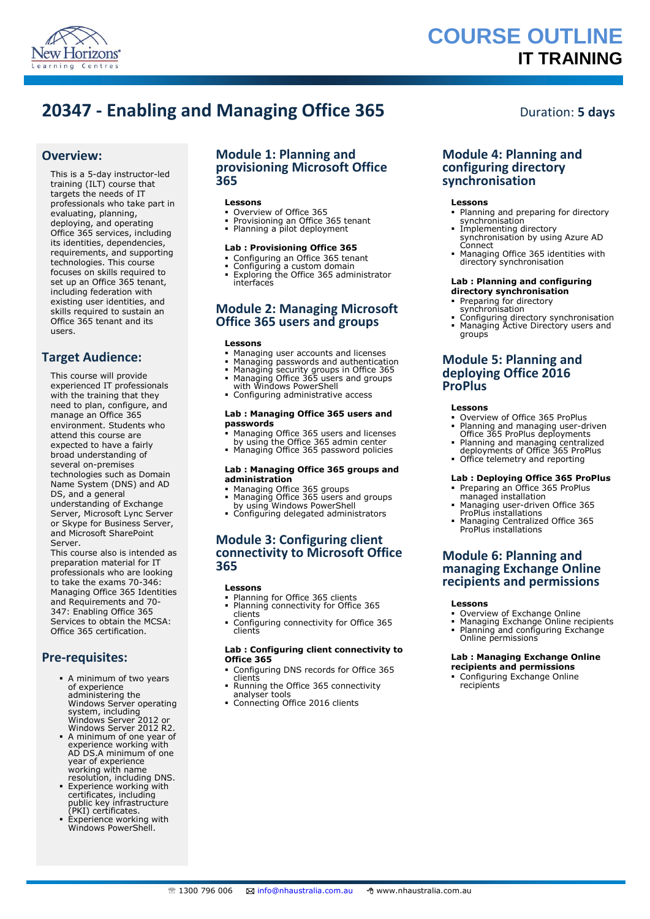# COURSE OUTLINE
## IT TRAINING

# 20347 - Enabling and Managing Office 365

Duration: **5 days**

## Overview:

This is a 5-day instructor-led training (ILT) course that targets the needs of IT professionals who take part in evaluating, planning, deploying, and operating Office 365 services, including its identities, dependencies, requirements, and supporting technologies. This course focuses on skills required to set up an Office 365 tenant, including federation with existing user identities, and skills required to sustain an Office 365 tenant and its users.

## Target Audience:

This course will provide experienced IT professionals with the training that they need to plan, configure, and manage an Office 365 environment. Students who attend this course are expected to have a fairly broad understanding of several on-premises technologies such as Domain Name System (DNS) and AD DS, and a general understanding of Exchange Server, Microsoft Lync Server or Skype for Business Server, and Microsoft SharePoint Server.
This course also is intended as preparation material for IT professionals who are looking to take the exams 70-346: Managing Office 365 Identities and Requirements and 70-347: Enabling Office 365 Services to obtain the MCSA: Office 365 certification.

## Pre-requisites:

- A minimum of two years of experience administering the Windows Server operating system, including Windows Server 2012 or Windows Server 2012 R2.
- A minimum of one year of experience working with AD DS.A minimum of one year of experience working with name resolution, including DNS.
- Experience working with certificates, including public key infrastructure (PKI) certificates.
- Experience working with Windows PowerShell.

## Module 1: Planning and provisioning Microsoft Office 365

**Lessons**

- Overview of Office 365
- Provisioning an Office 365 tenant
- Planning a pilot deployment

**Lab : Provisioning Office 365**

- Configuring an Office 365 tenant
- Configuring a custom domain
- Exploring the Office 365 administrator interfaces

## Module 2: Managing Microsoft Office 365 users and groups

**Lessons**

- Managing user accounts and licenses
- Managing passwords and authentication
- Managing security groups in Office 365
- Managing Office 365 users and groups with Windows PowerShell
- Configuring administrative access

**Lab : Managing Office 365 users and passwords**

- Managing Office 365 users and licenses by using the Office 365 admin center
- Managing Office 365 password policies

**Lab : Managing Office 365 groups and administration**

- Managing Office 365 groups
- Managing Office 365 users and groups by using Windows PowerShell
- Configuring delegated administrators

## Module 3: Configuring client connectivity to Microsoft Office 365

**Lessons**

- Planning for Office 365 clients
- Planning connectivity for Office 365 clients
- Configuring connectivity for Office 365 clients

**Lab : Configuring client connectivity to Office 365**

- Configuring DNS records for Office 365 clients
- Running the Office 365 connectivity analyser tools
- Connecting Office 2016 clients

## Module 4: Planning and configuring directory synchronisation

**Lessons**

- Planning and preparing for directory synchronisation
- Implementing directory synchronisation by using Azure AD Connect
- Managing Office 365 identities with directory synchronisation

**Lab : Planning and configuring directory synchronisation**

- Preparing for directory synchronisation
- Configuring directory synchronisation
- Managing Active Directory users and groups

## Module 5: Planning and deploying Office 2016 ProPlus

**Lessons**

- Overview of Office 365 ProPlus
- Planning and managing user-driven Office 365 ProPlus deployments
- Planning and managing centralized deployments of Office 365 ProPlus
- Office telemetry and reporting

**Lab : Deploying Office 365 ProPlus**

- Preparing an Office 365 ProPlus managed installation
- Managing user-driven Office 365 ProPlus installations
- Managing Centralized Office 365 ProPlus installations

## Module 6: Planning and managing Exchange Online recipients and permissions

**Lessons**

- Overview of Exchange Online
- Managing Exchange Online recipients
- Planning and configuring Exchange Online permissions

**Lab : Managing Exchange Online recipients and permissions**

- Configuring Exchange Online recipients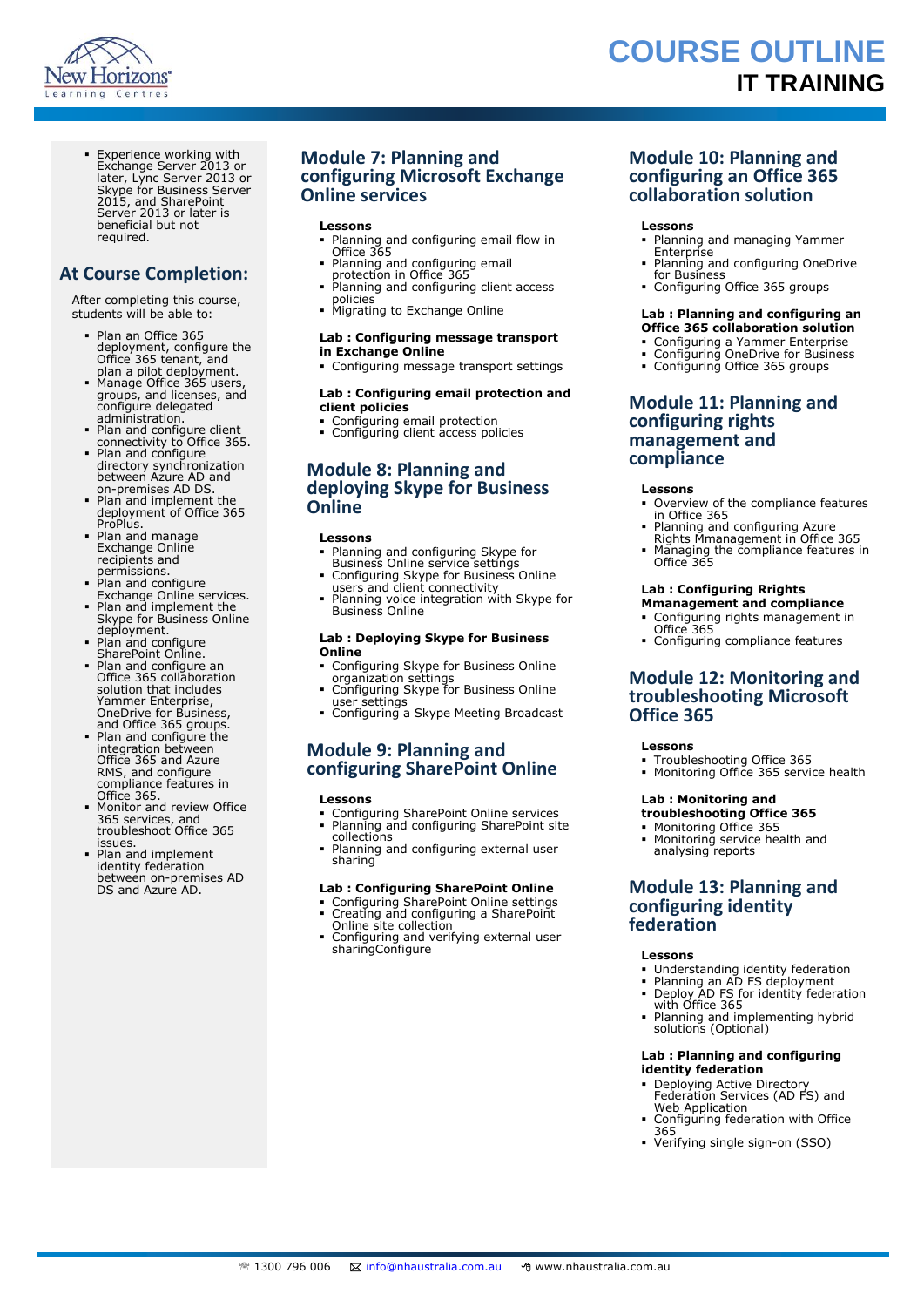- Experience working with Exchange Server 2013 or later, Lync Server 2013 or Skype for Business Server 2015, and SharePoint Server 2013 or later is beneficial but not required.

## At Course Completion:

After completing this course, students will be able to:

- Plan an Office 365 deployment, configure the Office 365 tenant, and plan a pilot deployment.
- Manage Office 365 users, groups, and licenses, and configure delegated administration.
- Plan and configure client connectivity to Office 365.
- Plan and configure directory synchronization between Azure AD and on-premises AD DS.
- Plan and implement the deployment of Office 365 ProPlus.
- Plan and manage Exchange Online recipients and permissions.
- Plan and configure Exchange Online services.
- Plan and implement the Skype for Business Online deployment.
- Plan and configure SharePoint Online.
- Plan and configure an Office 365 collaboration solution that includes Yammer Enterprise, OneDrive for Business, and Office 365 groups.
- Plan and configure the integration between Office 365 and Azure RMS, and configure compliance features in Office 365.
- Monitor and review Office 365 services, and troubleshoot Office 365 issues.
- Plan and implement identity federation between on-premises AD DS and Azure AD.

## Module 7: Planning and configuring Microsoft Exchange Online services

**Lessons**

- Planning and configuring email flow in Office 365
- Planning and configuring email protection in Office 365
- Planning and configuring client access policies
- Migrating to Exchange Online

**Lab : Configuring message transport in Exchange Online**

- Configuring message transport settings

**Lab : Configuring email protection and client policies**

- Configuring email protection
- Configuring client access policies

## Module 8: Planning and deploying Skype for Business Online

**Lessons**

- Planning and configuring Skype for Business Online service settings
- Configuring Skype for Business Online users and client connectivity
- Planning voice integration with Skype for Business Online

**Lab : Deploying Skype for Business Online**

- Configuring Skype for Business Online organization settings
- Configuring Skype for Business Online user settings
- Configuring a Skype Meeting Broadcast

## Module 9: Planning and configuring SharePoint Online

**Lessons**

- Configuring SharePoint Online services
- Planning and configuring SharePoint site collections
- Planning and configuring external user sharing

**Lab : Configuring SharePoint Online**

- Configuring SharePoint Online settings
- Creating and configuring a SharePoint Online site collection
- Configuring and verifying external user sharingConfigure

## Module 10: Planning and configuring an Office 365 collaboration solution

**Lessons**

- Planning and managing Yammer Enterprise
- Planning and configuring OneDrive for Business
- Configuring Office 365 groups

**Lab : Planning and configuring an Office 365 collaboration solution**

- Configuring a Yammer Enterprise
- Configuring OneDrive for Business
- Configuring Office 365 groups

## Module 11: Planning and configuring rights management and compliance

**Lessons**

- Overview of the compliance features in Office 365
- Planning and configuring Azure Rights Mmanagement in Office 365
- Managing the compliance features in Office 365

**Lab : Configuring Rrights Mmanagement and compliance**

- Configuring rights management in Office 365
- Configuring compliance features

## Module 12: Monitoring and troubleshooting Microsoft Office 365

**Lessons**

- Troubleshooting Office 365
- Monitoring Office 365 service health

**Lab : Monitoring and troubleshooting Office 365**

- Monitoring Office 365
- Monitoring service health and analysing reports

## Module 13: Planning and configuring identity federation

**Lessons**

- Understanding identity federation
- Planning an AD FS deployment
- Deploy AD FS for identity federation with Office 365
- Planning and implementing hybrid solutions (Optional)

**Lab : Planning and configuring identity federation**

- Deploying Active Directory Federation Services (AD FS) and Web Application
- Configuring federation with Office 365
- Verifying single sign-on (SSO)